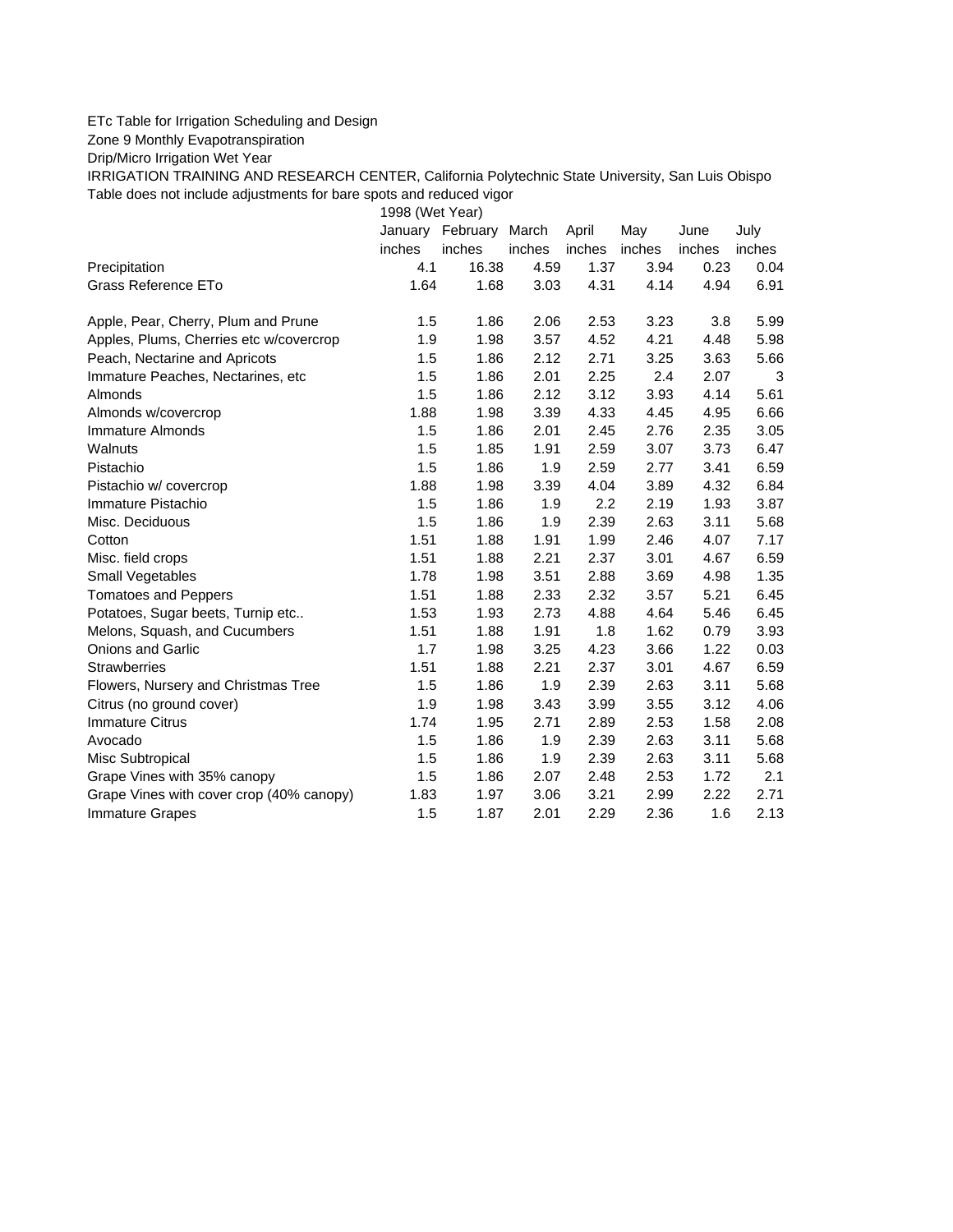ETc Table for Irrigation Scheduling and Design

Zone 9 Monthly Evapotranspiration

Drip/Micro Irrigation Wet Year

IRRIGATION TRAINING AND RESEARCH CENTER, California Polytechnic State University, San Luis Obispo

Table does not include adjustments for bare spots and reduced vigor

| | 1998 (Wet Year) | | | | | | |
|---|---|---|---|---|---|---|---|
| | January | February | March | April | May | June | July |
| | inches | inches | inches | inches | inches | inches | inches |
| Precipitation | 4.1 | 16.38 | 4.59 | 1.37 | 3.94 | 0.23 | 0.04 |
| Grass Reference ETo | 1.64 | 1.68 | 3.03 | 4.31 | 4.14 | 4.94 | 6.91 |
| | | | | | | | |
| Apple, Pear, Cherry, Plum and Prune | 1.5 | 1.86 | 2.06 | 2.53 | 3.23 | 3.8 | 5.99 |
| Apples, Plums, Cherries etc w/covercrop | 1.9 | 1.98 | 3.57 | 4.52 | 4.21 | 4.48 | 5.98 |
| Peach, Nectarine and Apricots | 1.5 | 1.86 | 2.12 | 2.71 | 3.25 | 3.63 | 5.66 |
| Immature Peaches, Nectarines, etc | 1.5 | 1.86 | 2.01 | 2.25 | 2.4 | 2.07 | 3 |
| Almonds | 1.5 | 1.86 | 2.12 | 3.12 | 3.93 | 4.14 | 5.61 |
| Almonds w/covercrop | 1.88 | 1.98 | 3.39 | 4.33 | 4.45 | 4.95 | 6.66 |
| Immature Almonds | 1.5 | 1.86 | 2.01 | 2.45 | 2.76 | 2.35 | 3.05 |
| Walnuts | 1.5 | 1.85 | 1.91 | 2.59 | 3.07 | 3.73 | 6.47 |
| Pistachio | 1.5 | 1.86 | 1.9 | 2.59 | 2.77 | 3.41 | 6.59 |
| Pistachio w/ covercrop | 1.88 | 1.98 | 3.39 | 4.04 | 3.89 | 4.32 | 6.84 |
| Immature Pistachio | 1.5 | 1.86 | 1.9 | 2.2 | 2.19 | 1.93 | 3.87 |
| Misc. Deciduous | 1.5 | 1.86 | 1.9 | 2.39 | 2.63 | 3.11 | 5.68 |
| Cotton | 1.51 | 1.88 | 1.91 | 1.99 | 2.46 | 4.07 | 7.17 |
| Misc. field crops | 1.51 | 1.88 | 2.21 | 2.37 | 3.01 | 4.67 | 6.59 |
| Small Vegetables | 1.78 | 1.98 | 3.51 | 2.88 | 3.69 | 4.98 | 1.35 |
| Tomatoes and Peppers | 1.51 | 1.88 | 2.33 | 2.32 | 3.57 | 5.21 | 6.45 |
| Potatoes, Sugar beets, Turnip etc.. | 1.53 | 1.93 | 2.73 | 4.88 | 4.64 | 5.46 | 6.45 |
| Melons, Squash, and Cucumbers | 1.51 | 1.88 | 1.91 | 1.8 | 1.62 | 0.79 | 3.93 |
| Onions and Garlic | 1.7 | 1.98 | 3.25 | 4.23 | 3.66 | 1.22 | 0.03 |
| Strawberries | 1.51 | 1.88 | 2.21 | 2.37 | 3.01 | 4.67 | 6.59 |
| Flowers, Nursery and Christmas Tree | 1.5 | 1.86 | 1.9 | 2.39 | 2.63 | 3.11 | 5.68 |
| Citrus (no ground cover) | 1.9 | 1.98 | 3.43 | 3.99 | 3.55 | 3.12 | 4.06 |
| Immature Citrus | 1.74 | 1.95 | 2.71 | 2.89 | 2.53 | 1.58 | 2.08 |
| Avocado | 1.5 | 1.86 | 1.9 | 2.39 | 2.63 | 3.11 | 5.68 |
| Misc Subtropical | 1.5 | 1.86 | 1.9 | 2.39 | 2.63 | 3.11 | 5.68 |
| Grape Vines with 35% canopy | 1.5 | 1.86 | 2.07 | 2.48 | 2.53 | 1.72 | 2.1 |
| Grape Vines with cover crop (40% canopy) | 1.83 | 1.97 | 3.06 | 3.21 | 2.99 | 2.22 | 2.71 |
| Immature Grapes | 1.5 | 1.87 | 2.01 | 2.29 | 2.36 | 1.6 | 2.13 |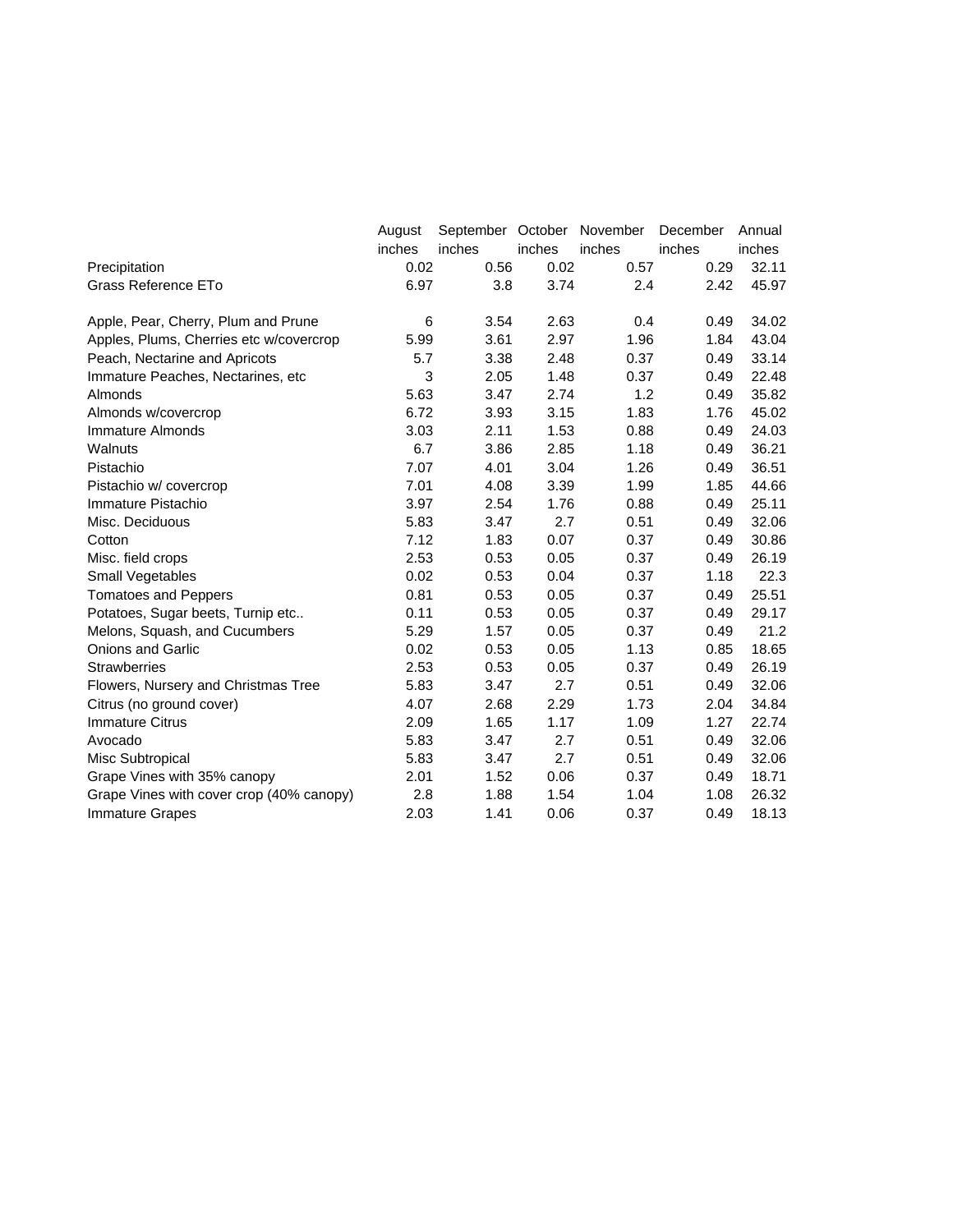| | August inches | September inches | October inches | November inches | December inches | Annual inches |
|---|---|---|---|---|---|---|
| Precipitation | 0.02 | 0.56 | 0.02 | 0.57 | 0.29 | 32.11 |
| Grass Reference ETo | 6.97 | 3.8 | 3.74 | 2.4 | 2.42 | 45.97 |
| | | | | | | |
| Apple, Pear, Cherry, Plum and Prune | 6 | 3.54 | 2.63 | 0.4 | 0.49 | 34.02 |
| Apples, Plums, Cherries etc w/covercrop | 5.99 | 3.61 | 2.97 | 1.96 | 1.84 | 43.04 |
| Peach, Nectarine and Apricots | 5.7 | 3.38 | 2.48 | 0.37 | 0.49 | 33.14 |
| Immature Peaches, Nectarines, etc | 3 | 2.05 | 1.48 | 0.37 | 0.49 | 22.48 |
| Almonds | 5.63 | 3.47 | 2.74 | 1.2 | 0.49 | 35.82 |
| Almonds w/covercrop | 6.72 | 3.93 | 3.15 | 1.83 | 1.76 | 45.02 |
| Immature Almonds | 3.03 | 2.11 | 1.53 | 0.88 | 0.49 | 24.03 |
| Walnuts | 6.7 | 3.86 | 2.85 | 1.18 | 0.49 | 36.21 |
| Pistachio | 7.07 | 4.01 | 3.04 | 1.26 | 0.49 | 36.51 |
| Pistachio w/ covercrop | 7.01 | 4.08 | 3.39 | 1.99 | 1.85 | 44.66 |
| Immature Pistachio | 3.97 | 2.54 | 1.76 | 0.88 | 0.49 | 25.11 |
| Misc. Deciduous | 5.83 | 3.47 | 2.7 | 0.51 | 0.49 | 32.06 |
| Cotton | 7.12 | 1.83 | 0.07 | 0.37 | 0.49 | 30.86 |
| Misc. field crops | 2.53 | 0.53 | 0.05 | 0.37 | 0.49 | 26.19 |
| Small Vegetables | 0.02 | 0.53 | 0.04 | 0.37 | 1.18 | 22.3 |
| Tomatoes and Peppers | 0.81 | 0.53 | 0.05 | 0.37 | 0.49 | 25.51 |
| Potatoes, Sugar beets, Turnip etc.. | 0.11 | 0.53 | 0.05 | 0.37 | 0.49 | 29.17 |
| Melons, Squash, and Cucumbers | 5.29 | 1.57 | 0.05 | 0.37 | 0.49 | 21.2 |
| Onions and Garlic | 0.02 | 0.53 | 0.05 | 1.13 | 0.85 | 18.65 |
| Strawberries | 2.53 | 0.53 | 0.05 | 0.37 | 0.49 | 26.19 |
| Flowers, Nursery and Christmas Tree | 5.83 | 3.47 | 2.7 | 0.51 | 0.49 | 32.06 |
| Citrus (no ground cover) | 4.07 | 2.68 | 2.29 | 1.73 | 2.04 | 34.84 |
| Immature Citrus | 2.09 | 1.65 | 1.17 | 1.09 | 1.27 | 22.74 |
| Avocado | 5.83 | 3.47 | 2.7 | 0.51 | 0.49 | 32.06 |
| Misc Subtropical | 5.83 | 3.47 | 2.7 | 0.51 | 0.49 | 32.06 |
| Grape Vines with 35% canopy | 2.01 | 1.52 | 0.06 | 0.37 | 0.49 | 18.71 |
| Grape Vines with cover crop (40% canopy) | 2.8 | 1.88 | 1.54 | 1.04 | 1.08 | 26.32 |
| Immature Grapes | 2.03 | 1.41 | 0.06 | 0.37 | 0.49 | 18.13 |